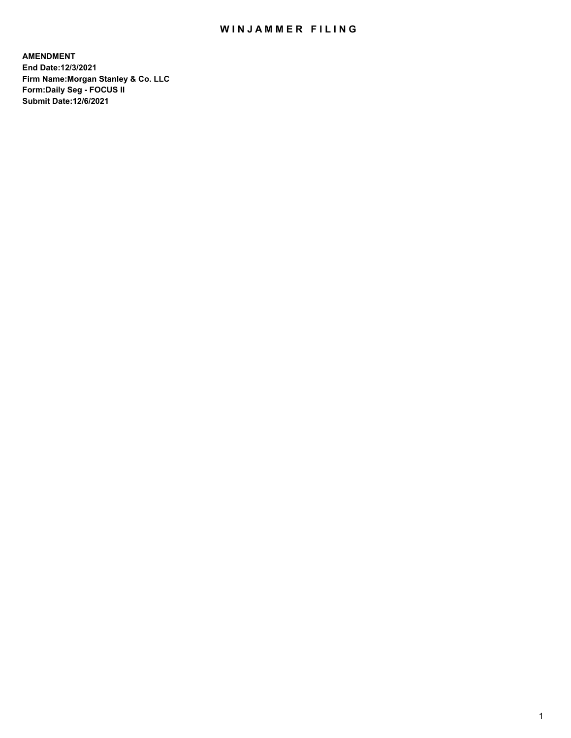# WINJAMMER FILING

**AMENDMENT**
**End Date:12/3/2021**
**Firm Name:Morgan Stanley & Co. LLC**
**Form:Daily Seg - FOCUS II**
**Submit Date:12/6/2021**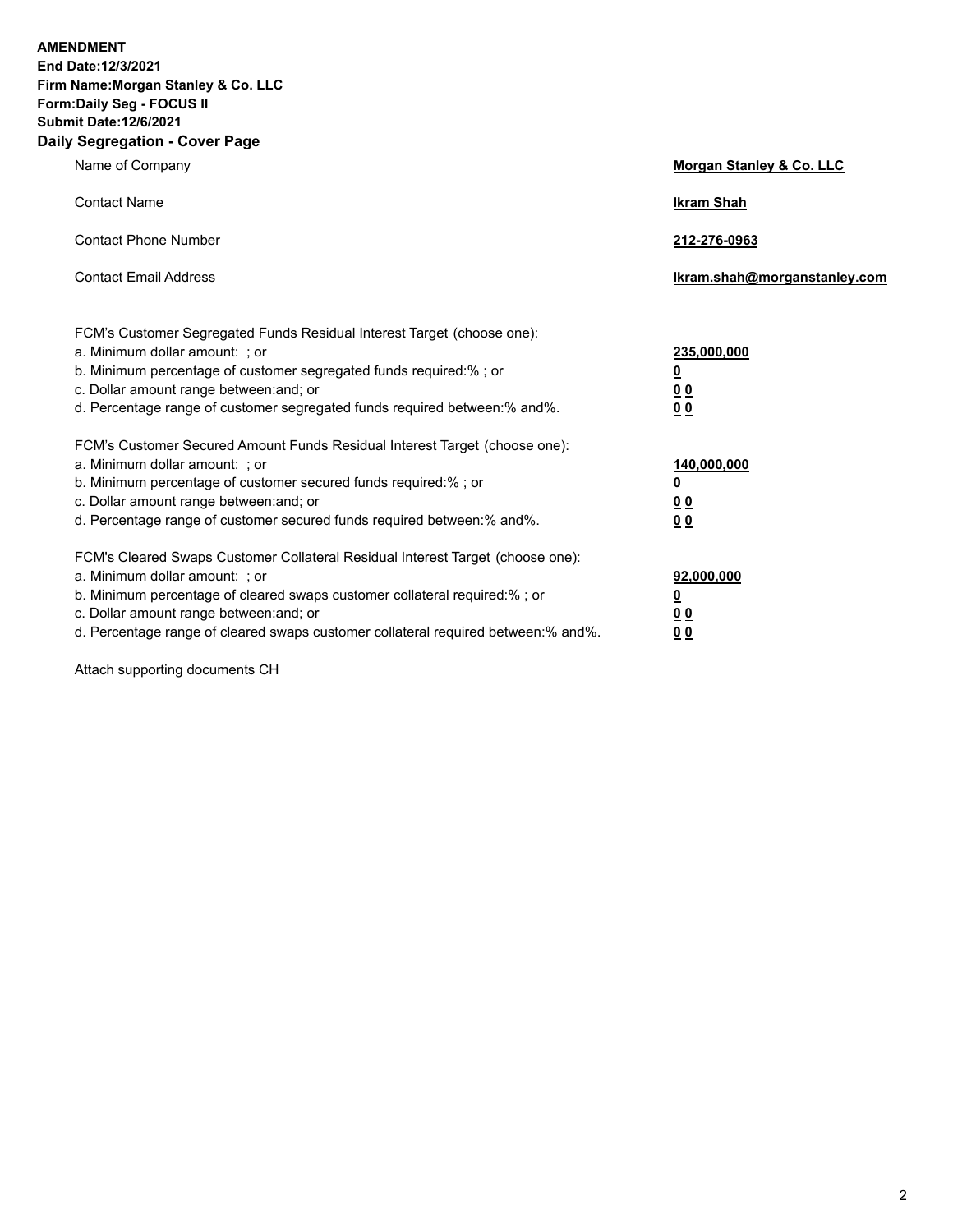**AMENDMENT**
**End Date:12/3/2021**
**Firm Name:Morgan Stanley & Co. LLC**
**Form:Daily Seg - FOCUS II**
**Submit Date:12/6/2021**

## Daily Segregation - Cover Page

| | |
|---|---|
| Name of Company | **Morgan Stanley & Co. LLC** |
| Contact Name | **Ikram Shah** |
| Contact Phone Number | **212-276-0963** |
| Contact Email Address | **Ikram.shah@morganstanley.com** |

FCM's Customer Segregated Funds Residual Interest Target (choose one):

| | |
|---|---|
| a. Minimum dollar amount: ; or | **235,000,000** |
| b. Minimum percentage of customer segregated funds required:% ; or | **0** |
| c. Dollar amount range between:and; or | **0 0** |
| d. Percentage range of customer segregated funds required between:% and%. | **0 0** |

FCM's Customer Secured Amount Funds Residual Interest Target (choose one):

| | |
|---|---|
| a. Minimum dollar amount: ; or | **140,000,000** |
| b. Minimum percentage of customer secured funds required:% ; or | **0** |
| c. Dollar amount range between:and; or | **0 0** |
| d. Percentage range of customer secured funds required between:% and%. | **0 0** |

FCM's Cleared Swaps Customer Collateral Residual Interest Target (choose one):

| | |
|---|---|
| a. Minimum dollar amount: ; or | **92,000,000** |
| b. Minimum percentage of cleared swaps customer collateral required:% ; or | **0** |
| c. Dollar amount range between:and; or | **0 0** |
| d. Percentage range of cleared swaps customer collateral required between:% and%. | **0 0** |

Attach supporting documents CH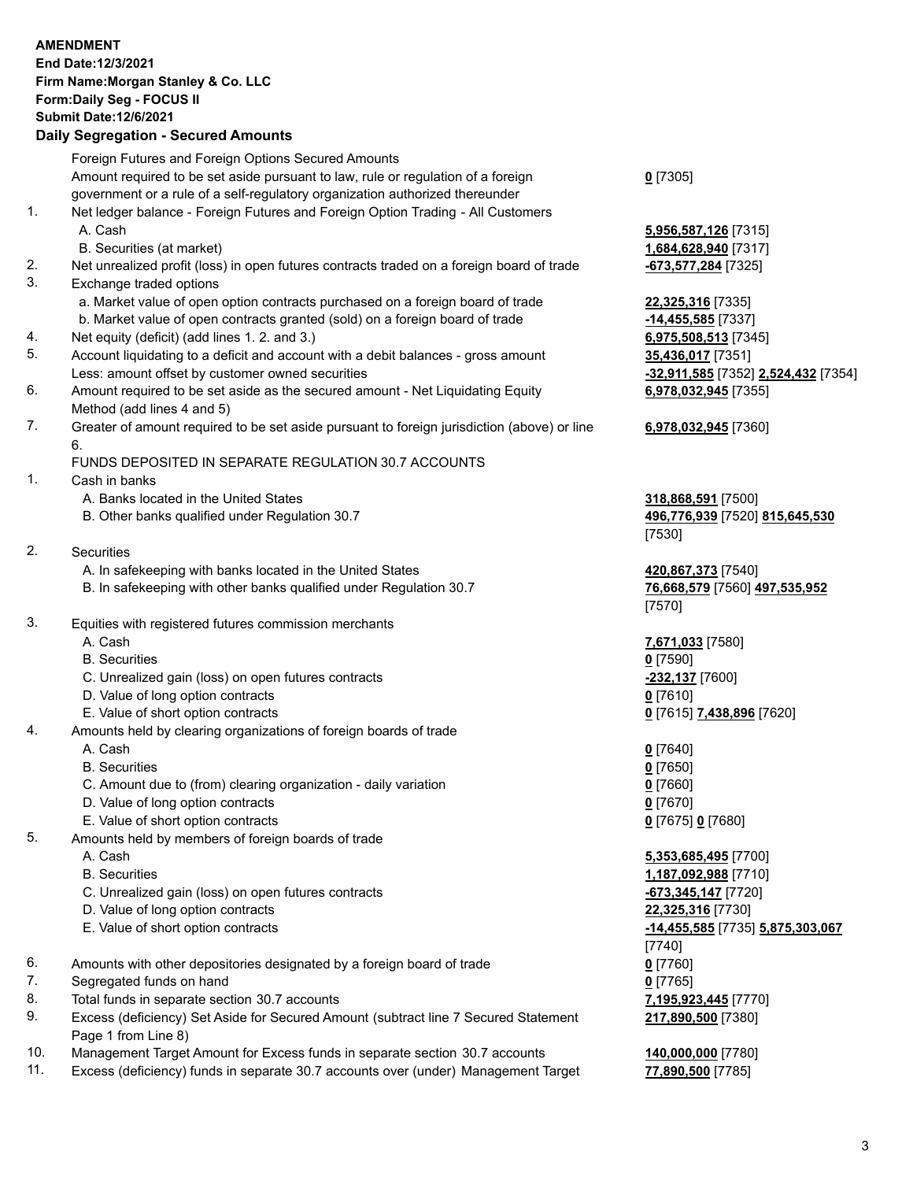**AMENDMENT**
**End Date:12/3/2021**
**Firm Name:Morgan Stanley & Co. LLC**
**Form:Daily Seg - FOCUS II**
**Submit Date:12/6/2021**

## Daily Segregation - Secured Amounts

| | | |
|---|---|---|
| | Foreign Futures and Foreign Options Secured Amounts | |
| | Amount required to be set aside pursuant to law, rule or regulation of a foreign government or a rule of a self-regulatory organization authorized thereunder | **0** [7305] |
| 1. | Net ledger balance - Foreign Futures and Foreign Option Trading - All Customers | |
| | A. Cash | **5,956,587,126** [7315] |
| | B. Securities (at market) | **1,684,628,940** [7317] |
| 2. | Net unrealized profit (loss) in open futures contracts traded on a foreign board of trade | **-673,577,284** [7325] |
| 3. | Exchange traded options | |
| | a. Market value of open option contracts purchased on a foreign board of trade | **22,325,316** [7335] |
| | b. Market value of open contracts granted (sold) on a foreign board of trade | **-14,455,585** [7337] |
| 4. | Net equity (deficit) (add lines 1. 2. and 3.) | **6,975,508,513** [7345] |
| 5. | Account liquidating to a deficit and account with a debit balances - gross amount | **35,436,017** [7351] |
| | Less: amount offset by customer owned securities | **-32,911,585** [7352] **2,524,432** [7354] |
| 6. | Amount required to be set aside as the secured amount - Net Liquidating Equity Method (add lines 4 and 5) | **6,978,032,945** [7355] |
| 7. | Greater of amount required to be set aside pursuant to foreign jurisdiction (above) or line 6. | **6,978,032,945** [7360] |
| | FUNDS DEPOSITED IN SEPARATE REGULATION 30.7 ACCOUNTS | |
| 1. | Cash in banks | |
| | A. Banks located in the United States | **318,868,591** [7500] |
| | B. Other banks qualified under Regulation 30.7 | **496,776,939** [7520] **815,645,530** [7530] |
| 2. | Securities | |
| | A. In safekeeping with banks located in the United States | **420,867,373** [7540] |
| | B. In safekeeping with other banks qualified under Regulation 30.7 | **76,668,579** [7560] **497,535,952** [7570] |
| 3. | Equities with registered futures commission merchants | |
| | A. Cash | **7,671,033** [7580] |
| | B. Securities | **0** [7590] |
| | C. Unrealized gain (loss) on open futures contracts | **-232,137** [7600] |
| | D. Value of long option contracts | **0** [7610] |
| | E. Value of short option contracts | **0** [7615] **7,438,896** [7620] |
| 4. | Amounts held by clearing organizations of foreign boards of trade | |
| | A. Cash | **0** [7640] |
| | B. Securities | **0** [7650] |
| | C. Amount due to (from) clearing organization - daily variation | **0** [7660] |
| | D. Value of long option contracts | **0** [7670] |
| | E. Value of short option contracts | **0** [7675] **0** [7680] |
| 5. | Amounts held by members of foreign boards of trade | |
| | A. Cash | **5,353,685,495** [7700] |
| | B. Securities | **1,187,092,988** [7710] |
| | C. Unrealized gain (loss) on open futures contracts | **-673,345,147** [7720] |
| | D. Value of long option contracts | **22,325,316** [7730] |
| | E. Value of short option contracts | **-14,455,585** [7735] **5,875,303,067** [7740] |
| 6. | Amounts with other depositories designated by a foreign board of trade | **0** [7760] |
| 7. | Segregated funds on hand | **0** [7765] |
| 8. | Total funds in separate section 30.7 accounts | **7,195,923,445** [7770] |
| 9. | Excess (deficiency) Set Aside for Secured Amount (subtract line 7 Secured Statement Page 1 from Line 8) | **217,890,500** [7380] |
| 10. | Management Target Amount for Excess funds in separate section 30.7 accounts | **140,000,000** [7780] |
| 11. | Excess (deficiency) funds in separate 30.7 accounts over (under) Management Target | **77,890,500** [7785] |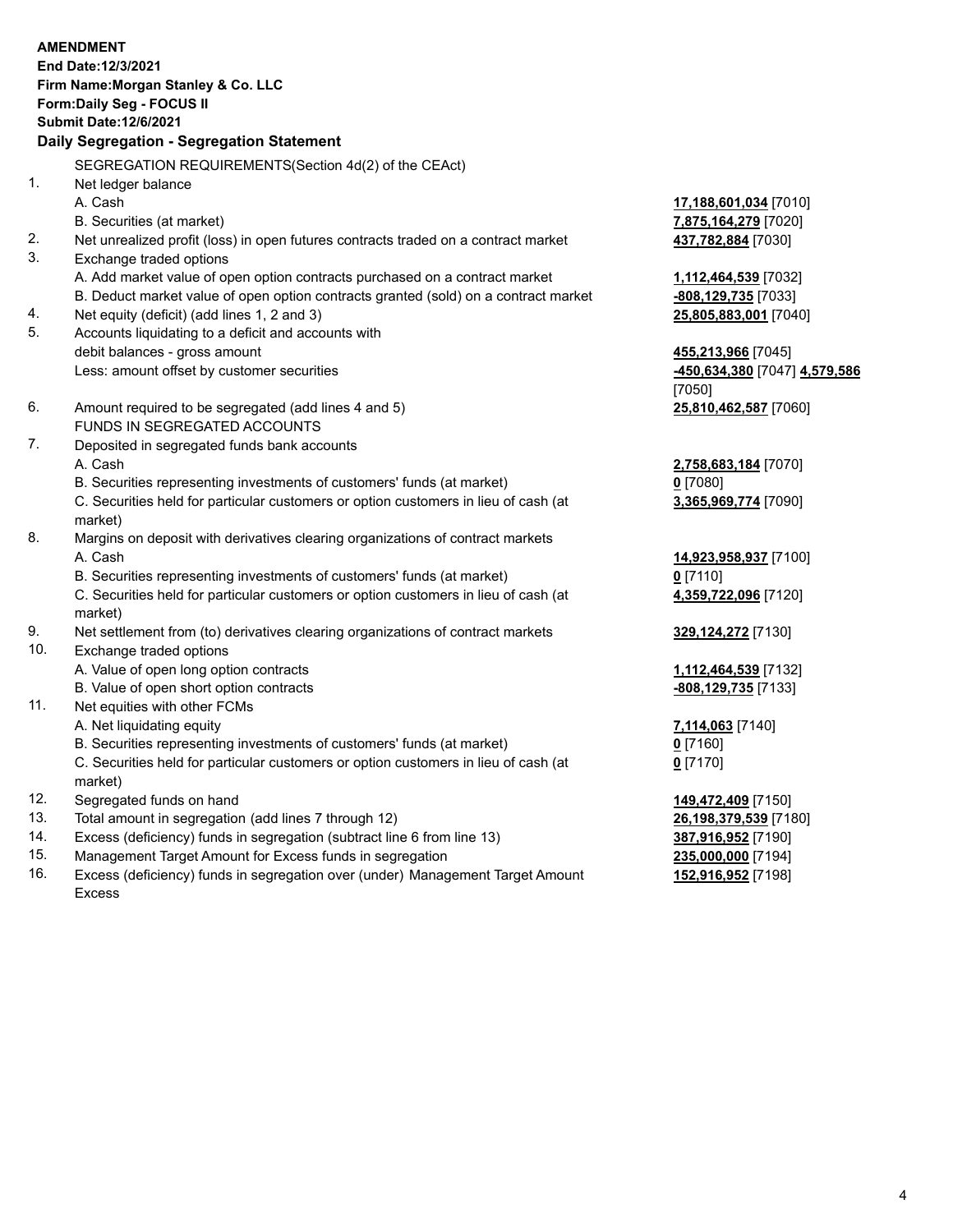**AMENDMENT**
**End Date:12/3/2021**
**Firm Name:Morgan Stanley & Co. LLC**
**Form:Daily Seg - FOCUS II**
**Submit Date:12/6/2021**

## Daily Segregation - Segregation Statement

SEGREGATION REQUIREMENTS(Section 4d(2) of the CEAct)

| | | |
|---|---|---|
| 1. | Net ledger balance | |
| | A. Cash | **17,188,601,034** [7010] |
| | B. Securities (at market) | **7,875,164,279** [7020] |
| 2. | Net unrealized profit (loss) in open futures contracts traded on a contract market | **437,782,884** [7030] |
| 3. | Exchange traded options | |
| | A. Add market value of open option contracts purchased on a contract market | **1,112,464,539** [7032] |
| | B. Deduct market value of open option contracts granted (sold) on a contract market | **-808,129,735** [7033] |
| 4. | Net equity (deficit) (add lines 1, 2 and 3) | **25,805,883,001** [7040] |
| 5. | Accounts liquidating to a deficit and accounts with debit balances - gross amount | **455,213,966** [7045] |
| | Less: amount offset by customer securities | **-450,634,380** [7047] **4,579,586** [7050] |
| 6. | Amount required to be segregated (add lines 4 and 5) | **25,810,462,587** [7060] |
| | FUNDS IN SEGREGATED ACCOUNTS | |
| 7. | Deposited in segregated funds bank accounts | |
| | A. Cash | **2,758,683,184** [7070] |
| | B. Securities representing investments of customers' funds (at market) | **0** [7080] |
| | C. Securities held for particular customers or option customers in lieu of cash (at market) | **3,365,969,774** [7090] |
| 8. | Margins on deposit with derivatives clearing organizations of contract markets | |
| | A. Cash | **14,923,958,937** [7100] |
| | B. Securities representing investments of customers' funds (at market) | **0** [7110] |
| | C. Securities held for particular customers or option customers in lieu of cash (at market) | **4,359,722,096** [7120] |
| 9. | Net settlement from (to) derivatives clearing organizations of contract markets | **329,124,272** [7130] |
| 10. | Exchange traded options | |
| | A. Value of open long option contracts | **1,112,464,539** [7132] |
| | B. Value of open short option contracts | **-808,129,735** [7133] |
| 11. | Net equities with other FCMs | |
| | A. Net liquidating equity | **7,114,063** [7140] |
| | B. Securities representing investments of customers' funds (at market) | **0** [7160] |
| | C. Securities held for particular customers or option customers in lieu of cash (at market) | **0** [7170] |
| 12. | Segregated funds on hand | **149,472,409** [7150] |
| 13. | Total amount in segregation (add lines 7 through 12) | **26,198,379,539** [7180] |
| 14. | Excess (deficiency) funds in segregation (subtract line 6 from line 13) | **387,916,952** [7190] |
| 15. | Management Target Amount for Excess funds in segregation | **235,000,000** [7194] |
| 16. | Excess (deficiency) funds in segregation over (under) Management Target Amount Excess | **152,916,952** [7198] |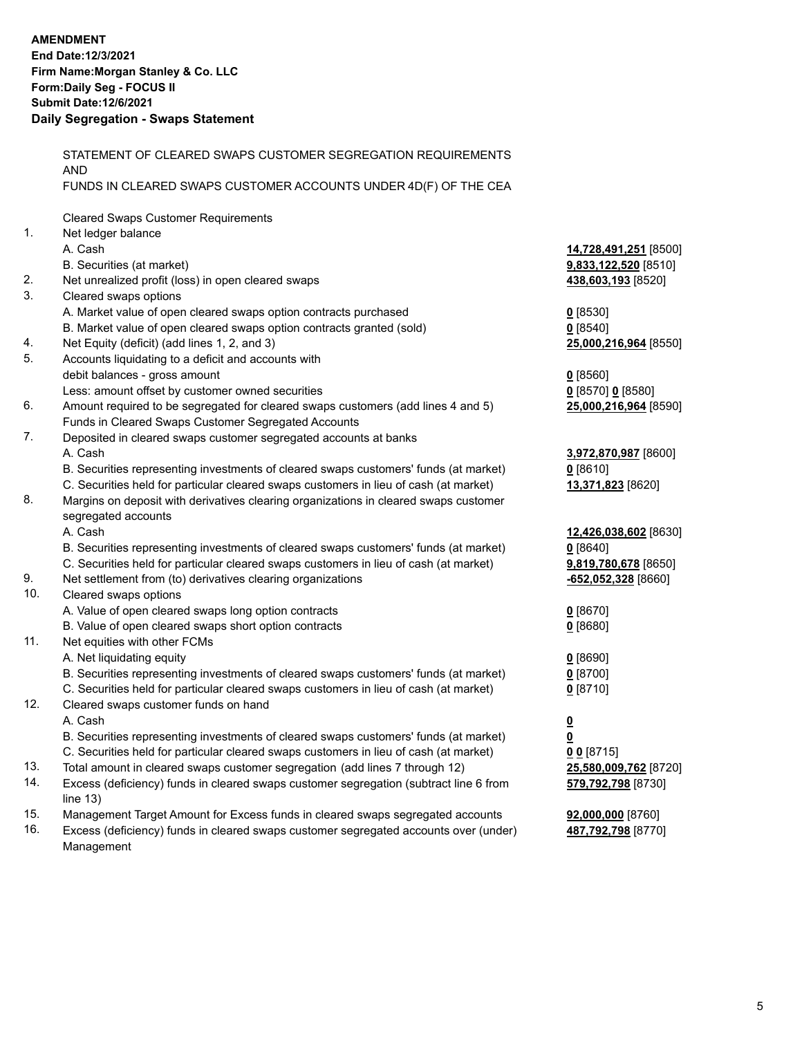**AMENDMENT**
**End Date:12/3/2021**
**Firm Name:Morgan Stanley & Co. LLC**
**Form:Daily Seg - FOCUS II**
**Submit Date:12/6/2021**
**Daily Segregation - Swaps Statement**

STATEMENT OF CLEARED SWAPS CUSTOMER SEGREGATION REQUIREMENTS AND
FUNDS IN CLEARED SWAPS CUSTOMER ACCOUNTS UNDER 4D(F) OF THE CEA

| | | |
|---|---|---|
| | Cleared Swaps Customer Requirements | |
| 1. | Net ledger balance | |
| | A. Cash | **14,728,491,251** [8500] |
| | B. Securities (at market) | **9,833,122,520** [8510] |
| 2. | Net unrealized profit (loss) in open cleared swaps | **438,603,193** [8520] |
| 3. | Cleared swaps options | |
| | A. Market value of open cleared swaps option contracts purchased | **0** [8530] |
| | B. Market value of open cleared swaps option contracts granted (sold) | **0** [8540] |
| 4. | Net Equity (deficit) (add lines 1, 2, and 3) | **25,000,216,964** [8550] |
| 5. | Accounts liquidating to a deficit and accounts with | |
| | debit balances - gross amount | **0** [8560] |
| | Less: amount offset by customer owned securities | **0** [8570] **0** [8580] |
| 6. | Amount required to be segregated for cleared swaps customers (add lines 4 and 5) | **25,000,216,964** [8590] |
| | Funds in Cleared Swaps Customer Segregated Accounts | |
| 7. | Deposited in cleared swaps customer segregated accounts at banks | |
| | A. Cash | **3,972,870,987** [8600] |
| | B. Securities representing investments of cleared swaps customers' funds (at market) | **0** [8610] |
| | C. Securities held for particular cleared swaps customers in lieu of cash (at market) | **13,371,823** [8620] |
| 8. | Margins on deposit with derivatives clearing organizations in cleared swaps customer segregated accounts | |
| | A. Cash | **12,426,038,602** [8630] |
| | B. Securities representing investments of cleared swaps customers' funds (at market) | **0** [8640] |
| | C. Securities held for particular cleared swaps customers in lieu of cash (at market) | **9,819,780,678** [8650] |
| 9. | Net settlement from (to) derivatives clearing organizations | **-652,052,328** [8660] |
| 10. | Cleared swaps options | |
| | A. Value of open cleared swaps long option contracts | **0** [8670] |
| | B. Value of open cleared swaps short option contracts | **0** [8680] |
| 11. | Net equities with other FCMs | |
| | A. Net liquidating equity | **0** [8690] |
| | B. Securities representing investments of cleared swaps customers' funds (at market) | **0** [8700] |
| | C. Securities held for particular cleared swaps customers in lieu of cash (at market) | **0** [8710] |
| 12. | Cleared swaps customer funds on hand | |
| | A. Cash | **0** |
| | B. Securities representing investments of cleared swaps customers' funds (at market) | **0** |
| | C. Securities held for particular cleared swaps customers in lieu of cash (at market) | **0** **0** [8715] |
| 13. | Total amount in cleared swaps customer segregation (add lines 7 through 12) | **25,580,009,762** [8720] |
| 14. | Excess (deficiency) funds in cleared swaps customer segregation (subtract line 6 from line 13) | **579,792,798** [8730] |
| 15. | Management Target Amount for Excess funds in cleared swaps segregated accounts | **92,000,000** [8760] |
| 16. | Excess (deficiency) funds in cleared swaps customer segregated accounts over (under) Management | **487,792,798** [8770] |